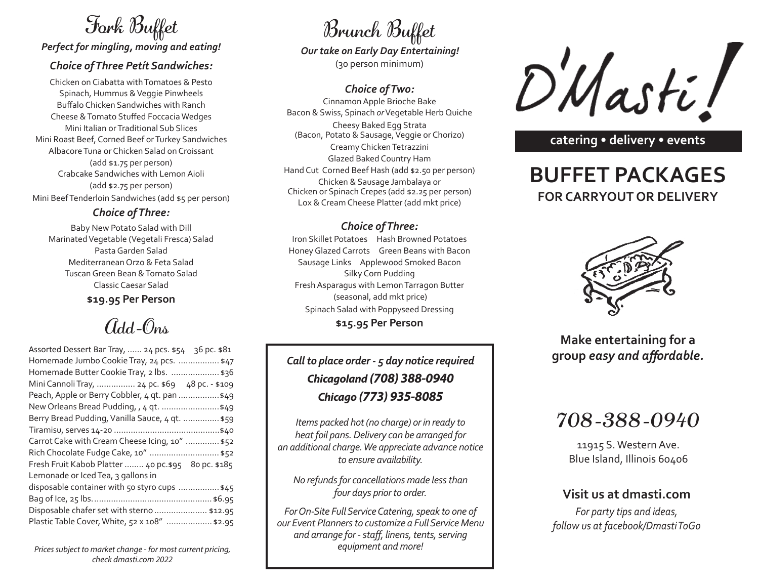# Fork Buffet

***Perfect for mingling, moving and eating!***

### *Choice of Three Petít Sandwiches:*

Chicken on Ciabatta with Tomatoes & Pesto
Spinach, Hummus & Veggie Pinwheels
Buffalo Chicken Sandwiches with Ranch
Cheese & Tomato Stuffed Foccacia Wedges
Mini Italian or Traditional Sub Slices
Mini Roast Beef, Corned Beef or Turkey Sandwiches
Albacore Tuna or Chicken Salad on Croissant
(add $1.75 per person)
Crabcake Sandwiches with Lemon Aioli
(add $2.75 per person)
Mini Beef Tenderloin Sandwiches (add $5 per person)

### *Choice of Three:*

Baby New Potato Salad with Dill
Marinated Vegetable (Vegetali Fresca) Salad
Pasta Garden Salad
Mediterranean Orzo & Feta Salad
Tuscan Green Bean & Tomato Salad
Classic Caesar Salad

**$19.95 Per Person**

# Add-Ons

Assorted Dessert Bar Tray, ...... 24 pcs. $54 36 pc. $81
Homemade Jumbo Cookie Tray, 24 pcs. ................. $47
Homemade Butter Cookie Tray, 2 lbs. .................... $36
Mini Cannoli Tray, ................ 24 pc. $69 48 pc. - $109
Peach, Apple or Berry Cobbler, 4 qt. pan ................. $49
New Orleans Bread Pudding, , 4 qt. ........................ $49
Berry Bread Pudding, Vanilla Sauce, 4 qt. ............... $59
Tiramisu, serves 14-20 ............................................ $40
Carrot Cake with Cream Cheese Icing, 10" .............. $52
Rich Chocolate Fudge Cake, 10" ............................. $52
Fresh Fruit Kabob Platter ........ 40 pc.$95 80 pc. $185
Lemonade or Iced Tea, 3 gallons in
disposable container with 50 styro cups ................. $45
Bag of Ice, 25 lbs. ................................................. $6.95
Disposable chafer set with sterno ...................... $12.95
Plastic Table Cover, White, 52 x 108" ................... $2.95

*Prices subject to market change - for most current pricing, check dmasti.com 2022*

# Brunch Buffet

***Our take on Early Day Entertaining!***
(30 person minimum)

### *Choice of Two:*

Cinnamon Apple Brioche Bake
Bacon & Swiss, Spinach *or* Vegetable Herb Quiche
Cheesy Baked Egg Strata
(Bacon, Potato & Sausage, Veggie or Chorizo)
Creamy Chicken Tetrazzini
Glazed Baked Country Ham
Hand Cut Corned Beef Hash (add $2.50 per person)
Chicken & Sausage Jambalaya or
Chicken or Spinach Crepes (add $2.25 per person)
Lox & Cream Cheese Platter (add mkt price)

### *Choice of Three:*

Iron Skillet Potatoes Hash Browned Potatoes
Honey Glazed Carrots Green Beans with Bacon
Sausage Links Applewood Smoked Bacon
Silky Corn Pudding
Fresh Asparagus with Lemon Tarragon Butter
(seasonal, add mkt price)
Spinach Salad with Poppyseed Dressing

**$15.95 Per Person**

***Call to place order - 5 day notice required***
***Chicagoland (708) 388-0940***
***Chicago (773) 935-8085***

*Items packed hot (no charge) or in ready to heat foil pans. Delivery can be arranged for an additional charge. We appreciate advance notice to ensure availability.*

*No refunds for cancellations made less than four days prior to order.*

*For On-Site Full Service Catering, speak to one of our Event Planners to customize a Full Service Menu and arrange for - staff, linens, tents, serving equipment and more!*

# D'Masti!

**catering • delivery • events**

## BUFFET PACKAGES

**FOR CARRYOUT OR DELIVERY**

**Make entertaining for a group *easy and affordable.***

## *708-388-0940*

11915 S. Western Ave.
Blue Island, Illinois 60406

**Visit us at dmasti.com**

*For party tips and ideas, follow us at facebook/DmastiToGo*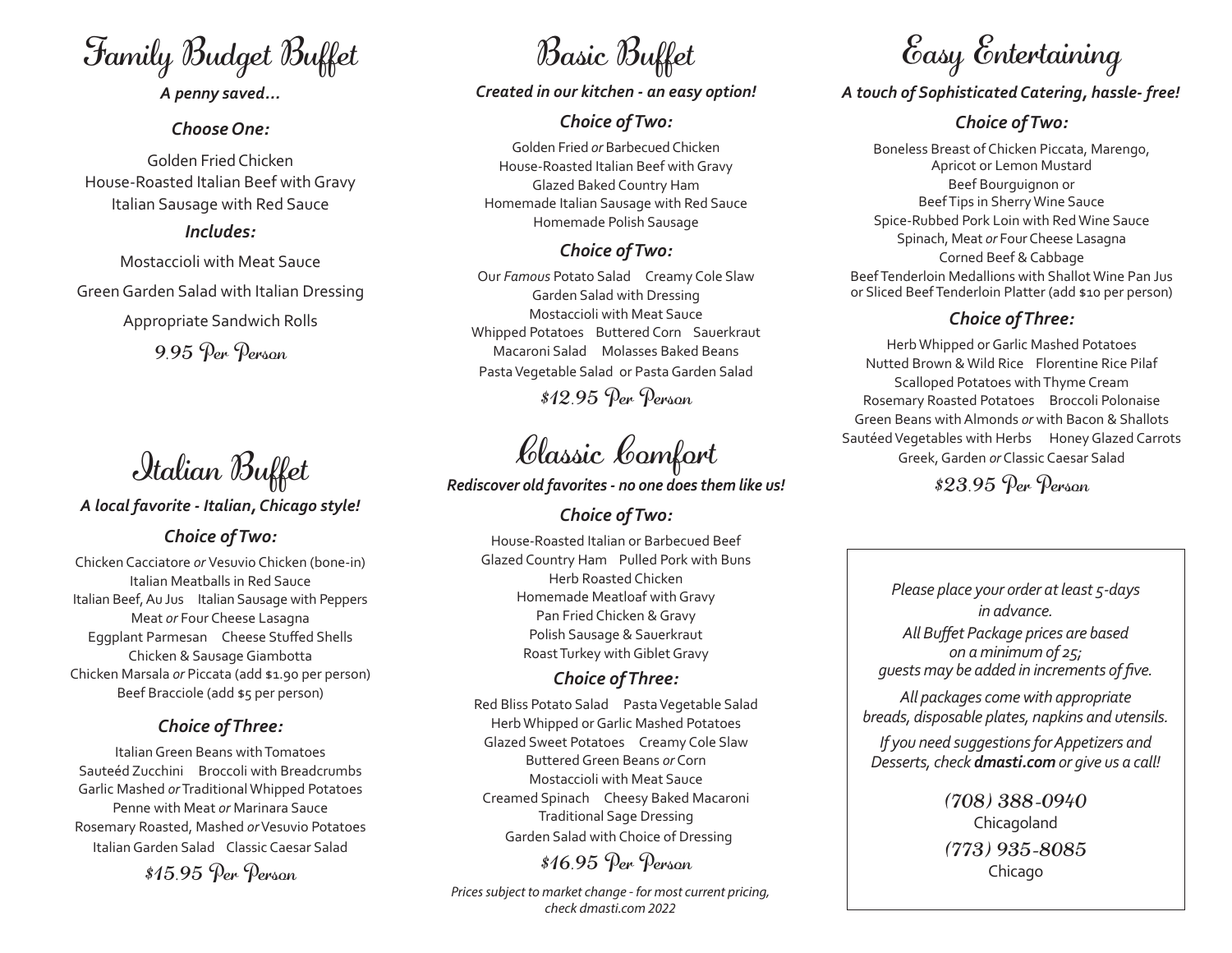# Family Budget Buffet

*A penny saved...*

### *Choose One:*

Golden Fried Chicken
House-Roasted Italian Beef with Gravy
Italian Sausage with Red Sauce

### *Includes:*

Mostaccioli with Meat Sauce

Green Garden Salad with Italian Dressing

Appropriate Sandwich Rolls

**9.95 Per Person**

# Italian Buffet

*A local favorite - Italian, Chicago style!*

### *Choice of Two:*

Chicken Cacciatore *or* Vesuvio Chicken (bone-in)
Italian Meatballs in Red Sauce
Italian Beef, Au Jus    Italian Sausage with Peppers
Meat *or* Four Cheese Lasagna
Eggplant Parmesan    Cheese Stuffed Shells
Chicken & Sausage Giambotta
Chicken Marsala *or* Piccata (add $1.90 per person)
Beef Bracciole (add $5 per person)

### *Choice of Three:*

Italian Green Beans with Tomatoes
Sauteéd Zucchini    Broccoli with Breadcrumbs
Garlic Mashed *or* Traditional Whipped Potatoes
Penne with Meat *or* Marinara Sauce
Rosemary Roasted, Mashed *or* Vesuvio Potatoes
Italian Garden Salad    Classic Caesar Salad

**$15.95 Per Person**

# Basic Buffet

*Created in our kitchen - an easy option!*

### *Choice of Two:*

Golden Fried *or* Barbecued Chicken
House-Roasted Italian Beef with Gravy
Glazed Baked Country Ham
Homemade Italian Sausage with Red Sauce
Homemade Polish Sausage

### *Choice of Two:*

Our *Famous* Potato Salad    Creamy Cole Slaw
Garden Salad with Dressing
Mostaccioli with Meat Sauce
Whipped Potatoes    Buttered Corn    Sauerkraut
Macaroni Salad    Molasses Baked Beans
Pasta Vegetable Salad or Pasta Garden Salad

**$12.95 Per Person**

# Classic Comfort

*Rediscover old favorites - no one does them like us!*

### *Choice of Two:*

House-Roasted Italian or Barbecued Beef
Glazed Country Ham    Pulled Pork with Buns
Herb Roasted Chicken
Homemade Meatloaf with Gravy
Pan Fried Chicken & Gravy
Polish Sausage & Sauerkraut
Roast Turkey with Giblet Gravy

### *Choice of Three:*

Red Bliss Potato Salad    Pasta Vegetable Salad
Herb Whipped or Garlic Mashed Potatoes
Glazed Sweet Potatoes    Creamy Cole Slaw
Buttered Green Beans *or* Corn
Mostaccioli with Meat Sauce
Creamed Spinach    Cheesy Baked Macaroni
Traditional Sage Dressing
Garden Salad with Choice of Dressing

**$16.95 Per Person**

*Prices subject to market change - for most current pricing, check dmasti.com 2022*

# Easy Entertaining

*A touch of Sophisticated Catering, hassle- free!*

### *Choice of Two:*

Boneless Breast of Chicken Piccata, Marengo, Apricot or Lemon Mustard
Beef Bourguignon or
Beef Tips in Sherry Wine Sauce
Spice-Rubbed Pork Loin with Red Wine Sauce
Spinach, Meat *or* Four Cheese Lasagna
Corned Beef & Cabbage
Beef Tenderloin Medallions with Shallot Wine Pan Jus or Sliced Beef Tenderloin Platter (add $10 per person)

### *Choice of Three:*

Herb Whipped or Garlic Mashed Potatoes
Nutted Brown & Wild Rice    Florentine Rice Pilaf
Scalloped Potatoes with Thyme Cream
Rosemary Roasted Potatoes    Broccoli Polonaise
Green Beans with Almonds *or* with Bacon & Shallots
Sautéed Vegetables with Herbs    Honey Glazed Carrots
Greek, Garden *or* Classic Caesar Salad

**$23.95 Per Person**

*Please place your order at least 5-days in advance.*

*All Buffet Package prices are based on a minimum of 25; guests may be added in increments of five.*

*All packages come with appropriate breads, disposable plates, napkins and utensils.*

*If you need suggestions for Appetizers and Desserts, check **dmasti.com** or give us a call!*

*(708) 388-0940*
Chicagoland

*(773) 935-8085*
Chicago